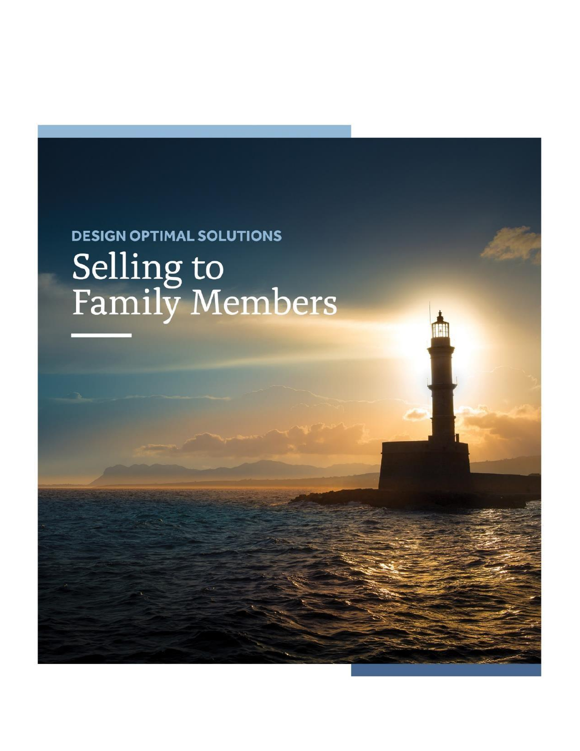DESIGN OPTIMAL SOLUTIONS

# Selling to Family Members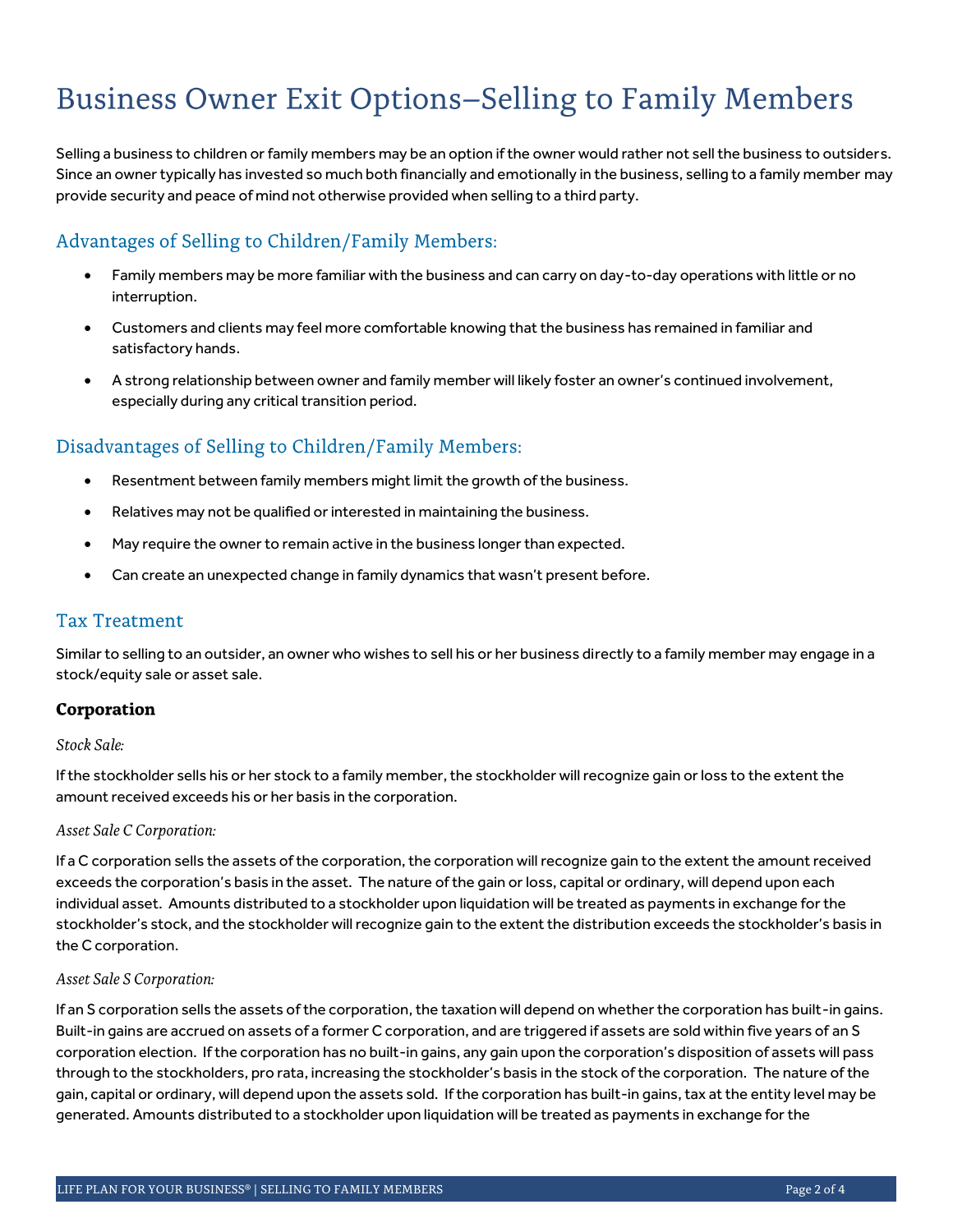# Business Owner Exit Options–Selling to Family Members

Selling a business to children or family members may be an option if the owner would rather not sell the business to outsiders. Since an owner typically has invested so much both financially and emotionally in the business, selling to a family member may provide security and peace of mind not otherwise provided when selling to a third party.

## Advantages of Selling to Children/Family Members:

- Family members may be more familiar with the business and can carry on day-to-day operations with little or no interruption.
- Customers and clients may feel more comfortable knowing that the business has remained in familiar and satisfactory hands.
- A strong relationship between owner and family member will likely foster an owner's continued involvement, especially during any critical transition period.

## Disadvantages of Selling to Children/Family Members:

- Resentment between family members might limit the growth of the business.
- Relatives may not be qualified or interested in maintaining the business.
- May require the owner to remain active in the business longer than expected.
- Can create an unexpected change in family dynamics that wasn't present before.

## Tax Treatment

Similar to selling to an outsider, an owner who wishes to sell his or her business directly to a family member may engage in a stock/equity sale or asset sale.

### Corporation

*Stock Sale:*

If the stockholder sells his or her stock to a family member, the stockholder will recognize gain or loss to the extent the amount received exceeds his or her basis in the corporation.

*Asset Sale C Corporation:*

If a C corporation sells the assets of the corporation, the corporation will recognize gain to the extent the amount received exceeds the corporation's basis in the asset. The nature of the gain or loss, capital or ordinary, will depend upon each individual asset. Amounts distributed to a stockholder upon liquidation will be treated as payments in exchange for the stockholder's stock, and the stockholder will recognize gain to the extent the distribution exceeds the stockholder's basis in the C corporation.

*Asset Sale S Corporation:*

If an S corporation sells the assets of the corporation, the taxation will depend on whether the corporation has built-in gains. Built-in gains are accrued on assets of a former C corporation, and are triggered if assets are sold within five years of an S corporation election. If the corporation has no built-in gains, any gain upon the corporation's disposition of assets will pass through to the stockholders, pro rata, increasing the stockholder's basis in the stock of the corporation. The nature of the gain, capital or ordinary, will depend upon the assets sold. If the corporation has built-in gains, tax at the entity level may be generated. Amounts distributed to a stockholder upon liquidation will be treated as payments in exchange for the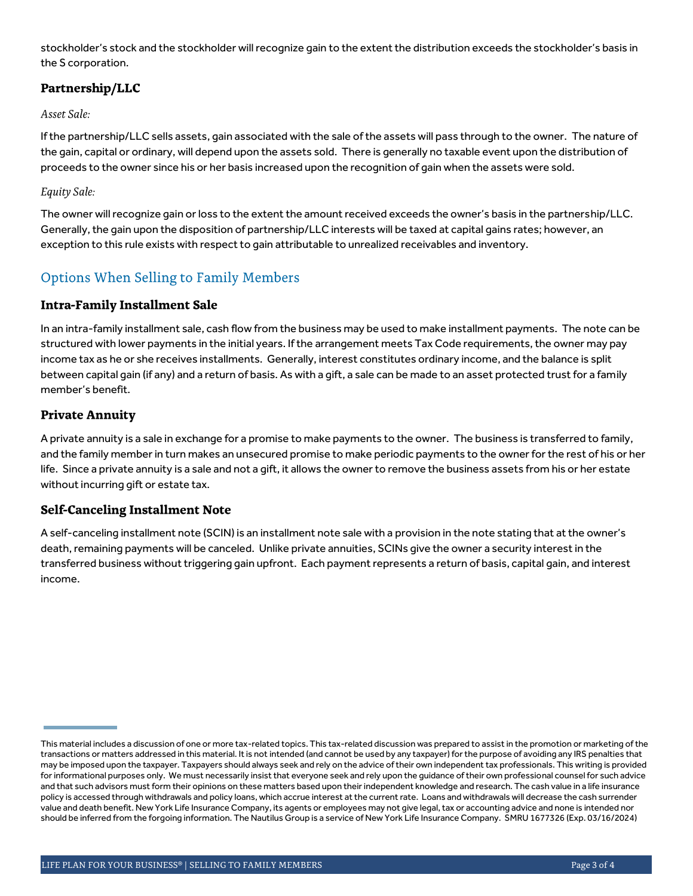stockholder's stock and the stockholder will recognize gain to the extent the distribution exceeds the stockholder's basis in the S corporation.

### Partnership/LLC

*Asset Sale:*

If the partnership/LLC sells assets, gain associated with the sale of the assets will pass through to the owner. The nature of the gain, capital or ordinary, will depend upon the assets sold. There is generally no taxable event upon the distribution of proceeds to the owner since his or her basis increased upon the recognition of gain when the assets were sold.

*Equity Sale:*

The owner will recognize gain or loss to the extent the amount received exceeds the owner's basis in the partnership/LLC. Generally, the gain upon the disposition of partnership/LLC interests will be taxed at capital gains rates; however, an exception to this rule exists with respect to gain attributable to unrealized receivables and inventory.

## Options When Selling to Family Members

### Intra-Family Installment Sale

In an intra-family installment sale, cash flow from the business may be used to make installment payments. The note can be structured with lower payments in the initial years. If the arrangement meets Tax Code requirements, the owner may pay income tax as he or she receives installments. Generally, interest constitutes ordinary income, and the balance is split between capital gain (if any) and a return of basis. As with a gift, a sale can be made to an asset protected trust for a family member's benefit.

### Private Annuity

A private annuity is a sale in exchange for a promise to make payments to the owner. The business is transferred to family, and the family member in turn makes an unsecured promise to make periodic payments to the owner for the rest of his or her life. Since a private annuity is a sale and not a gift, it allows the owner to remove the business assets from his or her estate without incurring gift or estate tax.

### Self-Canceling Installment Note

A self-canceling installment note (SCIN) is an installment note sale with a provision in the note stating that at the owner's death, remaining payments will be canceled. Unlike private annuities, SCINs give the owner a security interest in the transferred business without triggering gain upfront. Each payment represents a return of basis, capital gain, and interest income.

---

This material includes a discussion of one or more tax-related topics. This tax-related discussion was prepared to assist in the promotion or marketing of the transactions or matters addressed in this material. It is not intended (and cannot be used by any taxpayer) for the purpose of avoiding any IRS penalties that may be imposed upon the taxpayer. Taxpayers should always seek and rely on the advice of their own independent tax professionals. This writing is provided for informational purposes only. We must necessarily insist that everyone seek and rely upon the guidance of their own professional counsel for such advice and that such advisors must form their opinions on these matters based upon their independent knowledge and research. The cash value in a life insurance policy is accessed through withdrawals and policy loans, which accrue interest at the current rate. Loans and withdrawals will decrease the cash surrender value and death benefit. New York Life Insurance Company, its agents or employees may not give legal, tax or accounting advice and none is intended nor should be inferred from the forgoing information. The Nautilus Group is a service of New York Life Insurance Company. SMRU 1677326 (Exp. 03/16/2024)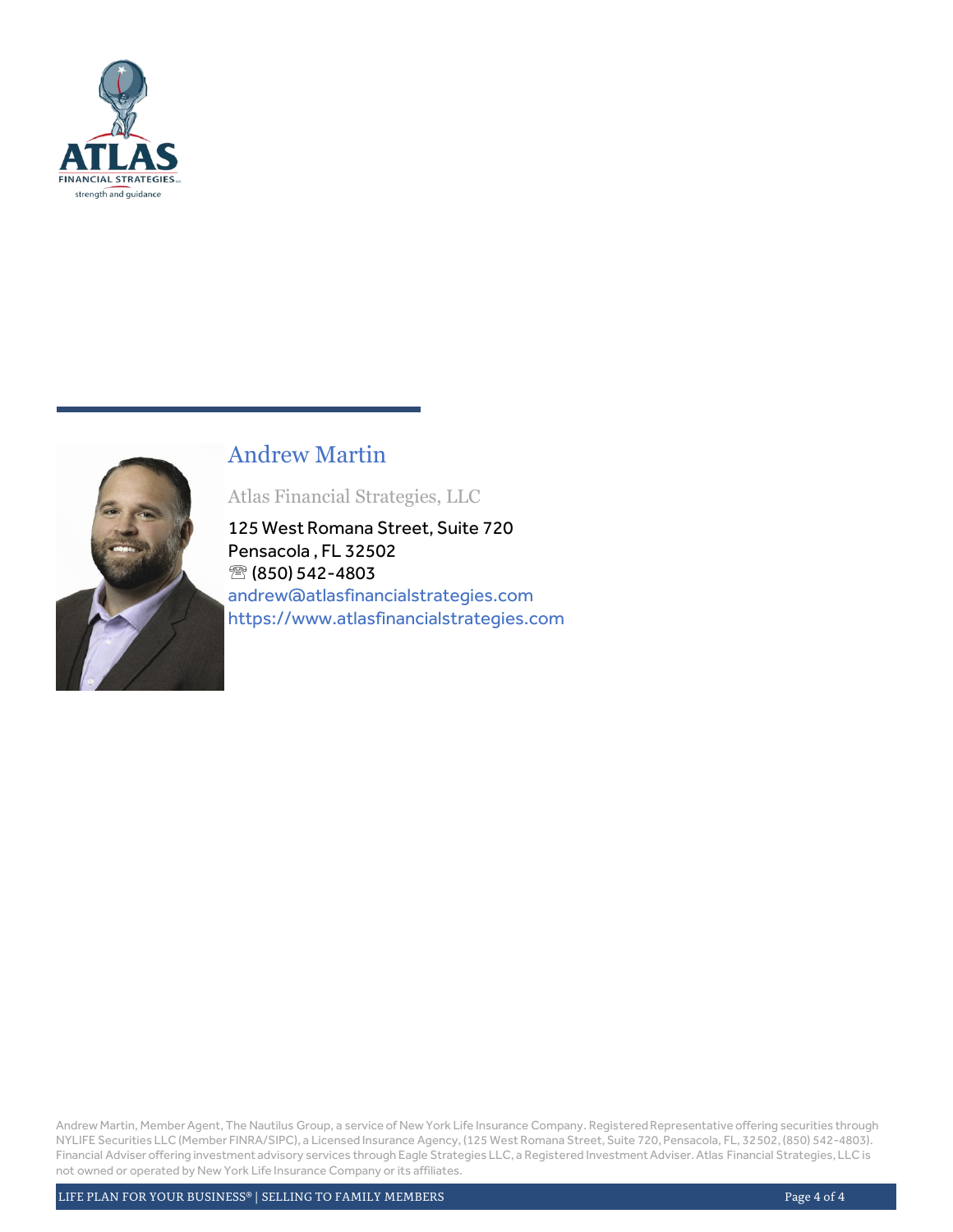## Andrew Martin

Atlas Financial Strategies, LLC

125 West Romana Street, Suite 720
Pensacola , FL 32502
☏ (850) 542-4803
andrew@atlasfinancialstrategies.com
https://www.atlasfinancialstrategies.com

Andrew Martin, Member Agent, The Nautilus Group, a service of New York Life Insurance Company. Registered Representative offering securities through NYLIFE Securities LLC (Member FINRA/SIPC), a Licensed Insurance Agency, (125 West Romana Street, Suite 720, Pensacola, FL, 32502, (850) 542-4803). Financial Adviser offering investment advisory services through Eagle Strategies LLC, a Registered Investment Adviser. Atlas Financial Strategies, LLC is not owned or operated by New York Life Insurance Company or its affiliates.